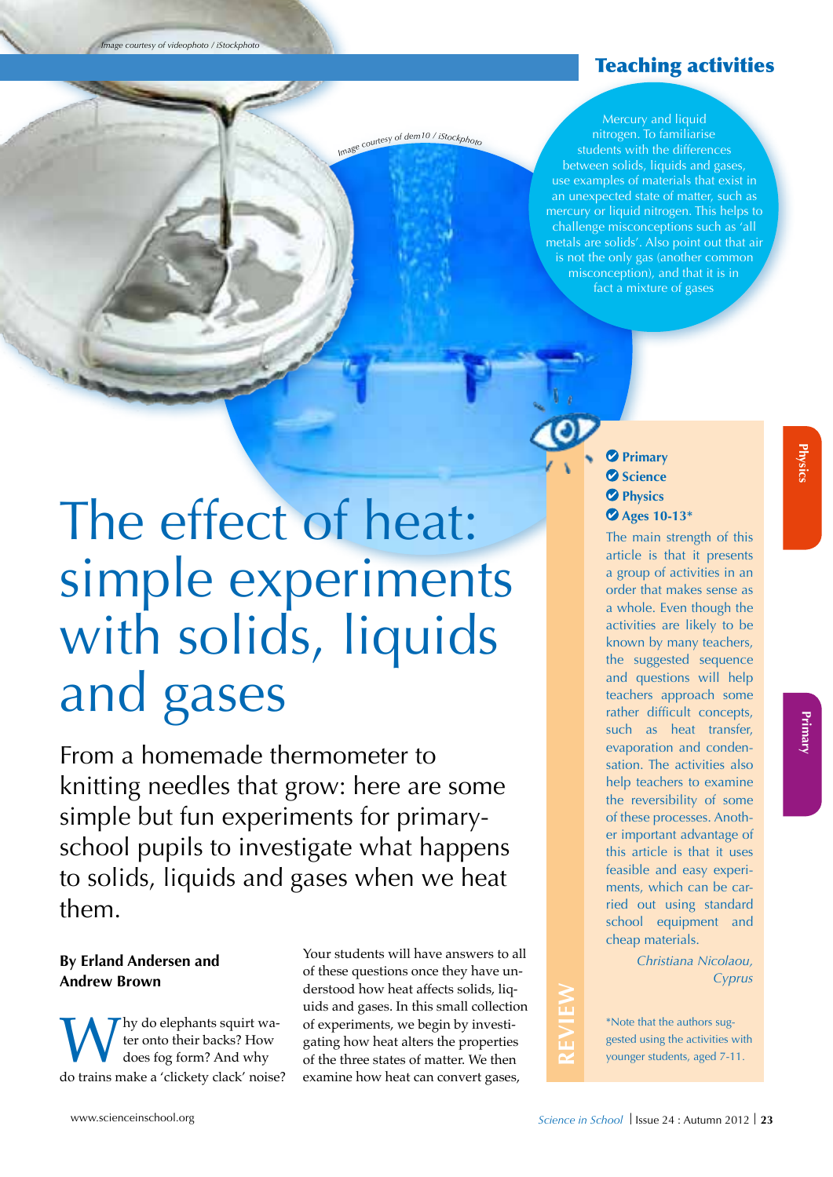Image courtesy of videophoto / iStockphoto

Image courtesy of dem10 / iStockphoto

Teaching activities

Mercury and liquid nitrogen. To familiarise students with the differences between solids, liquids and gases, use examples of materials that exist in an unexpected state of matter, such as mercury or liquid nitrogen. This helps to challenge misconceptions such as 'all metals are solids'. Also point out that air is not the only gas (another common misconception), and that it is in fact a mixture of gases

# The effect of heat: simple experiments with solids, liquids and gases

From a homemade thermometer to knitting needles that grow: here are some simple but fun experiments for primary-school pupils to investigate what happens to solids, liquids and gases when we heat them.

**By Erland Andersen and Andrew Brown**

Why do elephants squirt water onto their backs? How does fog form? And why do trains make a 'clickety clack' noise? Your students will have answers to all of these questions once they have understood how heat affects solids, liquids and gases. In this small collection of experiments, we begin by investigating how heat alters the properties of the three states of matter. We then examine how heat can convert gases,

**REVIEW**

- **Primary**
- **Science**
- **Physics**
- **Ages 10-13***

The main strength of this article is that it presents a group of activities in an order that makes sense as a whole. Even though the activities are likely to be known by many teachers, the suggested sequence and questions will help teachers approach some rather difficult concepts, such as heat transfer, evaporation and condensation. The activities also help teachers to examine the reversibility of some of these processes. Another important advantage of this article is that it uses feasible and easy experiments, which can be carried out using standard school equipment and cheap materials.

*Christiana Nicolaou, Cyprus*

*Note that the authors suggested using the activities with younger students, aged 7-11.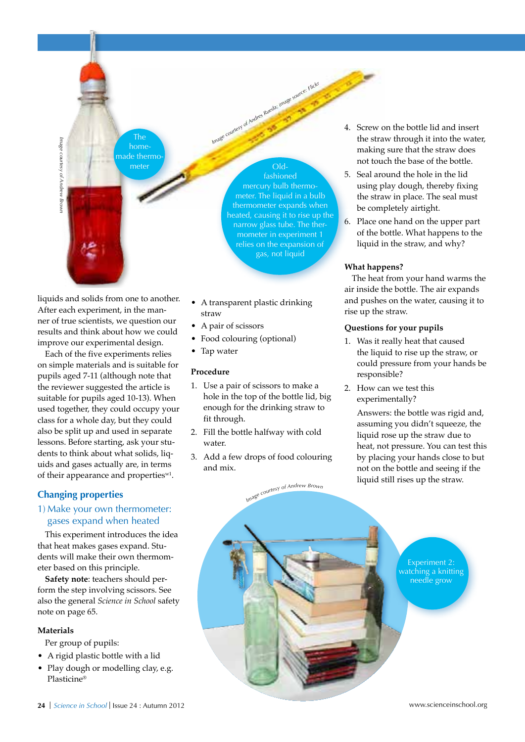The home-made thermometer

Image courtesy of Andrew Brown

Image courtesy of Andres Rueda; image source: Flickr

Old-fashioned mercury bulb thermometer. The liquid in a bulb thermometer expands when heated, causing it to rise up the narrow glass tube. The thermometer in experiment 1 relies on the expansion of gas, not liquid

liquids and solids from one to another. After each experiment, in the manner of true scientists, we question our results and think about how we could improve our experimental design.

Each of the five experiments relies on simple materials and is suitable for pupils aged 7-11 (although note that the reviewer suggested the article is suitable for pupils aged 10-13). When used together, they could occupy your class for a whole day, but they could also be split up and used in separate lessons. Before starting, ask your students to think about what solids, liquids and gases actually are, in terms of their appearance and properties[w1].

## Changing properties

### 1) Make your own thermometer: gases expand when heated

This experiment introduces the idea that heat makes gases expand. Students will make their own thermometer based on this principle.

**Safety note**: teachers should perform the step involving scissors. See also the general *Science in School* safety note on page 65.

#### Materials

Per group of pupils:

- A rigid plastic bottle with a lid
- Play dough or modelling clay, e.g. Plasticine®
- A transparent plastic drinking straw
- A pair of scissors
- Food colouring (optional)
- Tap water

#### Procedure

1. Use a pair of scissors to make a hole in the top of the bottle lid, big enough for the drinking straw to fit through.
2. Fill the bottle halfway with cold water.
3. Add a few drops of food colouring and mix.
4. Screw on the bottle lid and insert the straw through it into the water, making sure that the straw does not touch the base of the bottle.
5. Seal around the hole in the lid using play dough, thereby fixing the straw in place. The seal must be completely airtight.
6. Place one hand on the upper part of the bottle. What happens to the liquid in the straw, and why?

#### What happens?

The heat from your hand warms the air inside the bottle. The air expands and pushes on the water, causing it to rise up the straw.

#### Questions for your pupils

1. Was it really heat that caused the liquid to rise up the straw, or could pressure from your hands be responsible?
2. How can we test this experimentally?

   Answers: the bottle was rigid and, assuming you didn't squeeze, the liquid rose up the straw due to heat, not pressure. You can test this by placing your hands close to but not on the bottle and seeing if the liquid still rises up the straw.

Image courtesy of Andrew Brown

Experiment 2: watching a knitting needle grow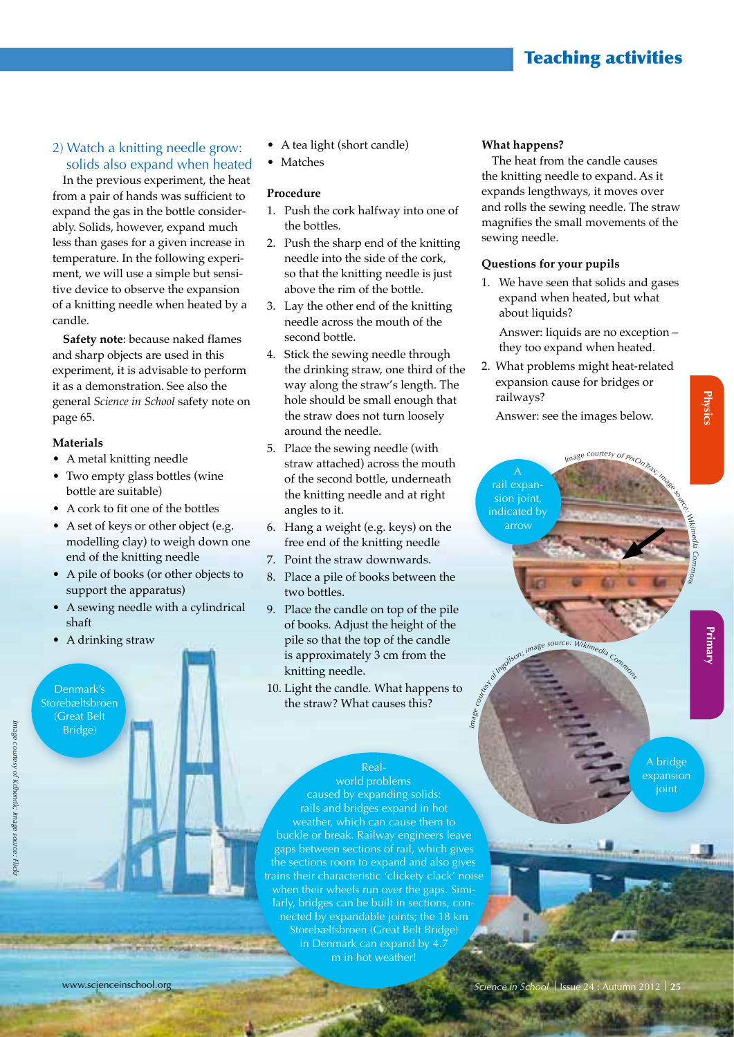## 2) Watch a knitting needle grow: solids also expand when heated

In the previous experiment, the heat from a pair of hands was sufficient to expand the gas in the bottle considerably. Solids, however, expand much less than gases for a given increase in temperature. In the following experiment, we will use a simple but sensitive device to observe the expansion of a knitting needle when heated by a candle.

**Safety note**: because naked flames and sharp objects are used in this experiment, it is advisable to perform it as a demonstration. See also the general *Science in School* safety note on page 65.

### Materials

- A metal knitting needle
- Two empty glass bottles (wine bottle are suitable)
- A cork to fit one of the bottles
- A set of keys or other object (e.g. modelling clay) to weigh down one end of the knitting needle
- A pile of books (or other objects to support the apparatus)
- A sewing needle with a cylindrical shaft
- A drinking straw
- A tea light (short candle)
- Matches

### Procedure

1. Push the cork halfway into one of the bottles.
2. Push the sharp end of the knitting needle into the side of the cork, so that the knitting needle is just above the rim of the bottle.
3. Lay the other end of the knitting needle across the mouth of the second bottle.
4. Stick the sewing needle through the drinking straw, one third of the way along the straw's length. The hole should be small enough that the straw does not turn loosely around the needle.
5. Place the sewing needle (with straw attached) across the mouth of the second bottle, underneath the knitting needle and at right angles to it.
6. Hang a weight (e.g. keys) on the free end of the knitting needle
7. Point the straw downwards.
8. Place a pile of books between the two bottles.
9. Place the candle on top of the pile of books. Adjust the height of the pile so that the top of the candle is approximately 3 cm from the knitting needle.
10. Light the candle. What happens to the straw? What causes this?

### What happens?

The heat from the candle causes the knitting needle to expand. As it expands lengthways, it moves over and rolls the sewing needle. The straw magnifies the small movements of the sewing needle.

### Questions for your pupils

1. We have seen that solids and gases expand when heated, but what about liquids?

   Answer: liquids are no exception – they too expand when heated.

2. What problems might heat-related expansion cause for bridges or railways?

   Answer: see the images below.

A rail expansion joint, indicated by arrow

*Image courtesy of PixOnTrax; image source: Wikimedia Commons*

A bridge expansion joint

*Image courtesy of Ingolfson; image source: Wikimedia Commons*

Denmark's Storebæltsbroen (Great Belt Bridge)

*Image courtesy of Kdhenrik; image source: Flickr*

Real-world problems caused by expanding solids: rails and bridges expand in hot weather, which can cause them to buckle or break. Railway engineers leave gaps between sections of rail, which gives the sections room to expand and also gives trains their characteristic 'clickety clack' noise when their wheels run over the gaps. Similarly, bridges can be built in sections, connected by expandable joints; the 18 km Storebæltsbroen (Great Belt Bridge) in Denmark can expand by 4.7 m in hot weather!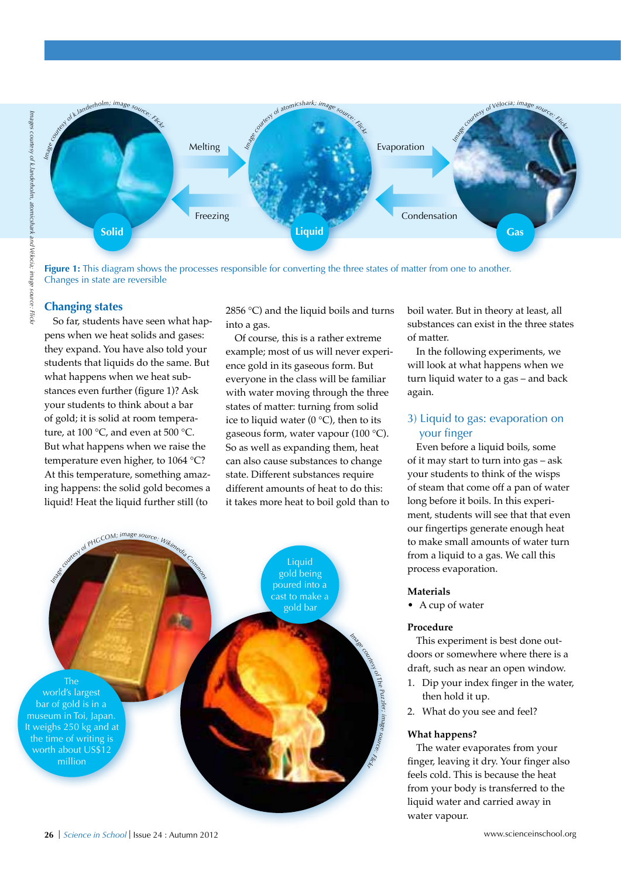**Figure 1:** This diagram shows the processes responsible for converting the three states of matter from one to another. Changes in state are reversible

## Changing states

So far, students have seen what happens when we heat solids and gases: they expand. You have also told your students that liquids do the same. But what happens when we heat substances even further (figure 1)? Ask your students to think about a bar of gold; it is solid at room temperature, at 100 °C, and even at 500 °C. But what happens when we raise the temperature even higher, to 1064 °C? At this temperature, something amazing happens: the solid gold becomes a liquid! Heat the liquid further still (to 2856 °C) and the liquid boils and turns into a gas.

Of course, this is a rather extreme example; most of us will never experience gold in its gaseous form. But everyone in the class will be familiar with water moving through the three states of matter: turning from solid ice to liquid water (0 °C), then to its gaseous form, water vapour (100 °C). So as well as expanding them, heat can also cause substances to change state. Different substances require different amounts of heat to do this: it takes more heat to boil gold than to boil water. But in theory at least, all substances can exist in the three states of matter.

In the following experiments, we will look at what happens when we turn liquid water to a gas – and back again.

The world's largest bar of gold is in a museum in Toi, Japan. It weighs 250 kg and at the time of writing is worth about US$12 million

Liquid gold being poured into a cast to make a gold bar

### 3) Liquid to gas: evaporation on your finger

Even before a liquid boils, some of it may start to turn into gas – ask your students to think of the wisps of steam that come off a pan of water long before it boils. In this experiment, students will see that that even our fingertips generate enough heat to make small amounts of water turn from a liquid to a gas. We call this process evaporation.

#### Materials

- A cup of water

#### Procedure

This experiment is best done outdoors or somewhere where there is a draft, such as near an open window.

1. Dip your index finger in the water, then hold it up.
2. What do you see and feel?

#### What happens?

The water evaporates from your finger, leaving it dry. Your finger also feels cold. This is because the heat from your body is transferred to the liquid water and carried away in water vapour.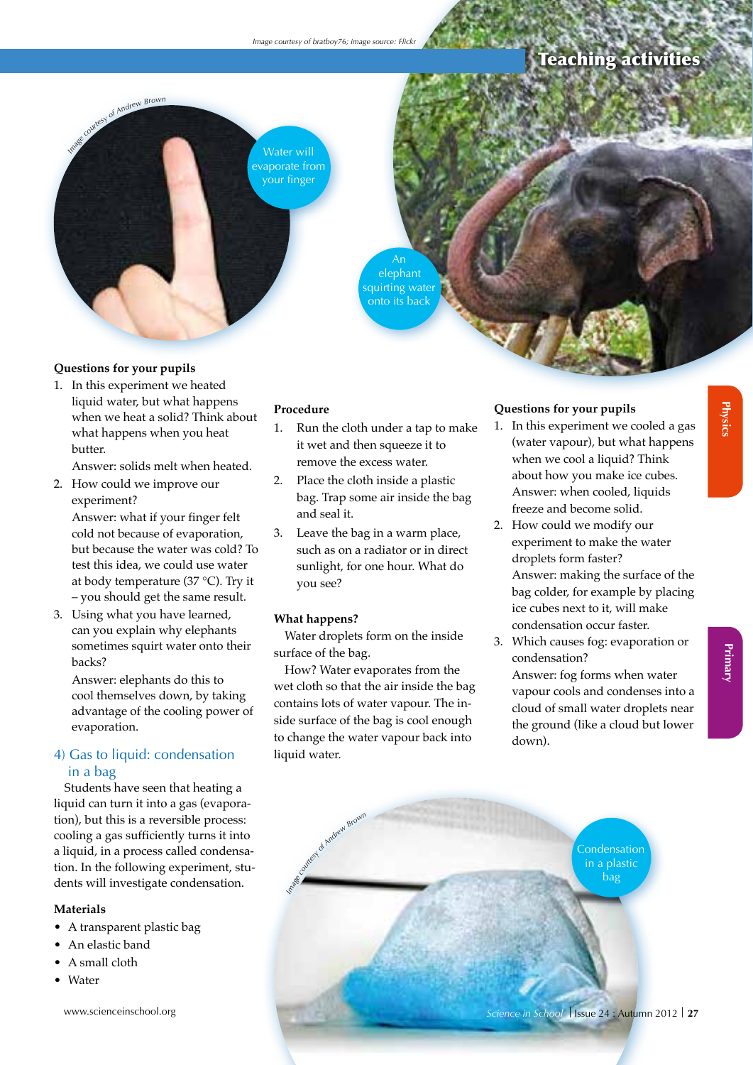Water will evaporate from your finger

An elephant squirting water onto its back

**Questions for your pupils**

1. In this experiment we heated liquid water, but what happens when we heat a solid? Think about what happens when you heat butter.
   Answer: solids melt when heated.
2. How could we improve our experiment?
   Answer: what if your finger felt cold not because of evaporation, but because the water was cold? To test this idea, we could use water at body temperature (37 °C). Try it – you should get the same result.
3. Using what you have learned, can you explain why elephants sometimes squirt water onto their backs?
   Answer: elephants do this to cool themselves down, by taking advantage of the cooling power of evaporation.

## 4) Gas to liquid: condensation in a bag

Students have seen that heating a liquid can turn it into a gas (evaporation), but this is a reversible process: cooling a gas sufficiently turns it into a liquid, in a process called condensation. In the following experiment, students will investigate condensation.

**Materials**

- A transparent plastic bag
- An elastic band
- A small cloth
- Water

**Procedure**

1. Run the cloth under a tap to make it wet and then squeeze it to remove the excess water.
2. Place the cloth inside a plastic bag. Trap some air inside the bag and seal it.
3. Leave the bag in a warm place, such as on a radiator or in direct sunlight, for one hour. What do you see?

**What happens?**

Water droplets form on the inside surface of the bag.

How? Water evaporates from the wet cloth so that the air inside the bag contains lots of water vapour. The inside surface of the bag is cool enough to change the water vapour back into liquid water.

**Questions for your pupils**

1. In this experiment we cooled a gas (water vapour), but what happens when we cool a liquid? Think about how you make ice cubes.
   Answer: when cooled, liquids freeze and become solid.
2. How could we modify our experiment to make the water droplets form faster?
   Answer: making the surface of the bag colder, for example by placing ice cubes next to it, will make condensation occur faster.
3. Which causes fog: evaporation or condensation?
   Answer: fog forms when water vapour cools and condenses into a cloud of small water droplets near the ground (like a cloud but lower down).

Condensation in a plastic bag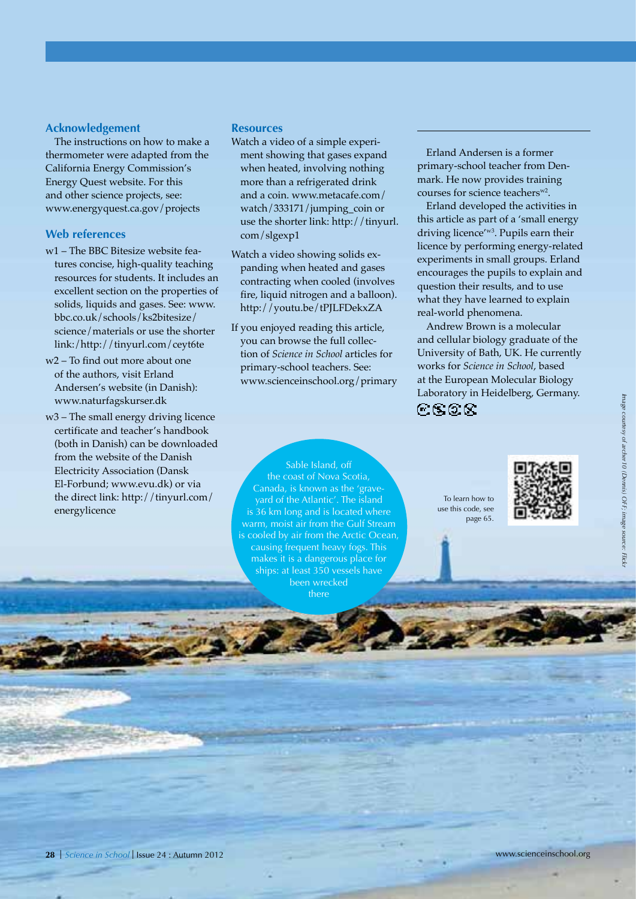## Acknowledgement

The instructions on how to make a thermometer were adapted from the California Energy Commission's Energy Quest website. For this and other science projects, see: www.energyquest.ca.gov/projects

## Web references

- w1 – The BBC Bitesize website features concise, high-quality teaching resources for students. It includes an excellent section on the properties of solids, liquids and gases. See: www.bbc.co.uk/schools/ks2bitesize/science/materials or use the shorter link:/http://tinyurl.com/ceyt6te
- w2 – To find out more about one of the authors, visit Erland Andersen's website (in Danish): www.naturfagskurser.dk
- w3 – The small energy driving licence certificate and teacher's handbook (both in Danish) can be downloaded from the website of the Danish Electricity Association (Dansk El-Forbund; www.evu.dk) or via the direct link: http://tinyurl.com/energylicence

## Resources

Watch a video of a simple experiment showing that gases expand when heated, involving nothing more than a refrigerated drink and a coin. www.metacafe.com/watch/333171/jumping_coin or use the shorter link: http://tinyurl.com/slgexp1

Watch a video showing solids expanding when heated and gases contracting when cooled (involves fire, liquid nitrogen and a balloon). http://youtu.be/tPJLFDekxZA

If you enjoyed reading this article, you can browse the full collection of *Science in School* articles for primary-school teachers. See: www.scienceinschool.org/primary

---

Erland Andersen is a former primary-school teacher from Denmark. He now provides training courses for science teachers[w2].

Erland developed the activities in this article as part of a 'small energy driving licence'[w3]. Pupils earn their licence by performing energy-related experiments in small groups. Erland encourages the pupils to explain and question their results, and to use what they have learned to explain real-world phenomena.

Andrew Brown is a molecular and cellular biology graduate of the University of Bath, UK. He currently works for *Science in School*, based at the European Molecular Biology Laboratory in Heidelberg, Germany.

To learn how to use this code, see page 65.

Sable Island, off the coast of Nova Scotia, Canada, is known as the 'graveyard of the Atlantic'. The island is 36 km long and is located where warm, moist air from the Gulf Stream is cooled by air from the Arctic Ocean, causing frequent heavy fogs. This makes it is a dangerous place for ships: at least 350 vessels have been wrecked there

*Image courtesy of archer10 (Dennis) OFF; image source: Flickr*